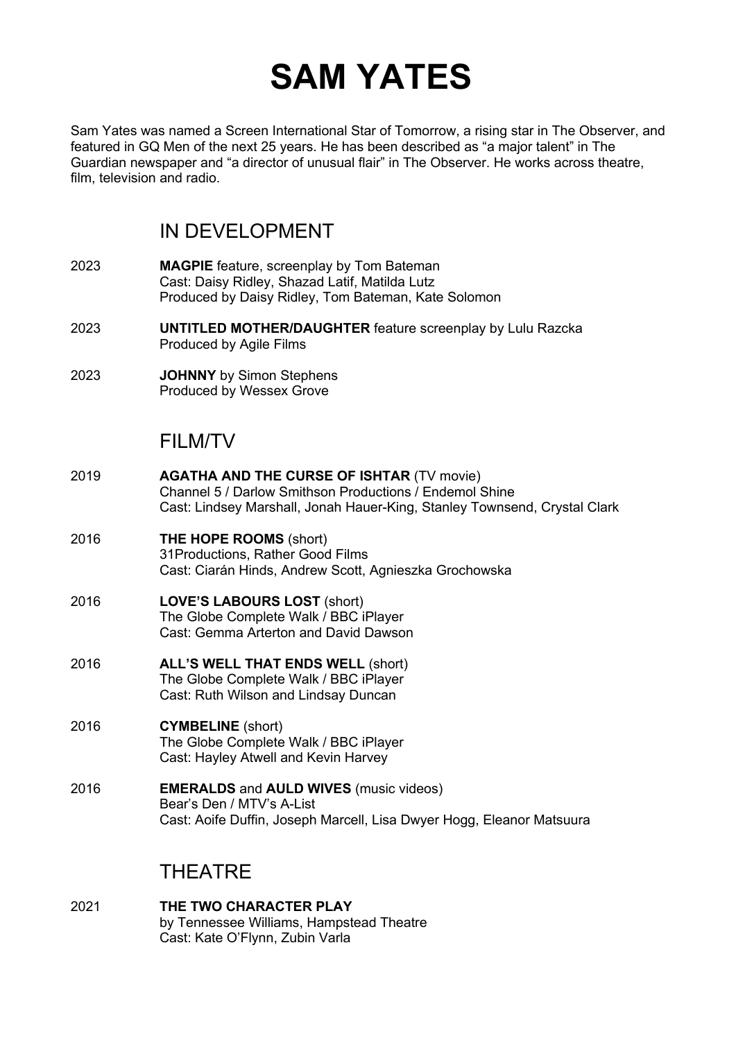# SAM YATES

Sam Yates was named a Screen International Star of Tomorrow, a rising star in The Observer, and featured in GQ Men of the next 25 years. He has been described as "a major talent" in The Guardian newspaper and "a director of unusual flair" in The Observer. He works across theatre, film, television and radio.

## IN DEVELOPMENT

2023 **MAGPIE** feature, screenplay by Tom Bateman
Cast: Daisy Ridley, Shazad Latif, Matilda Lutz
Produced by Daisy Ridley, Tom Bateman, Kate Solomon

2023 **UNTITLED MOTHER/DAUGHTER** feature screenplay by Lulu Razcka
Produced by Agile Films

2023 **JOHNNY** by Simon Stephens
Produced by Wessex Grove

## FILM/TV

2019 **AGATHA AND THE CURSE OF ISHTAR** (TV movie)
Channel 5 / Darlow Smithson Productions / Endemol Shine
Cast: Lindsey Marshall, Jonah Hauer-King, Stanley Townsend, Crystal Clark

2016 **THE HOPE ROOMS** (short)
31Productions, Rather Good Films
Cast: Ciarán Hinds, Andrew Scott, Agnieszka Grochowska

2016 **LOVE'S LABOURS LOST** (short)
The Globe Complete Walk / BBC iPlayer
Cast: Gemma Arterton and David Dawson

2016 **ALL'S WELL THAT ENDS WELL** (short)
The Globe Complete Walk / BBC iPlayer
Cast: Ruth Wilson and Lindsay Duncan

2016 **CYMBELINE** (short)
The Globe Complete Walk / BBC iPlayer
Cast: Hayley Atwell and Kevin Harvey

2016 **EMERALDS** and **AULD WIVES** (music videos)
Bear's Den / MTV's A-List
Cast: Aoife Duffin, Joseph Marcell, Lisa Dwyer Hogg, Eleanor Matsuura

## THEATRE

2021 **THE TWO CHARACTER PLAY**
by Tennessee Williams, Hampstead Theatre
Cast: Kate O'Flynn, Zubin Varla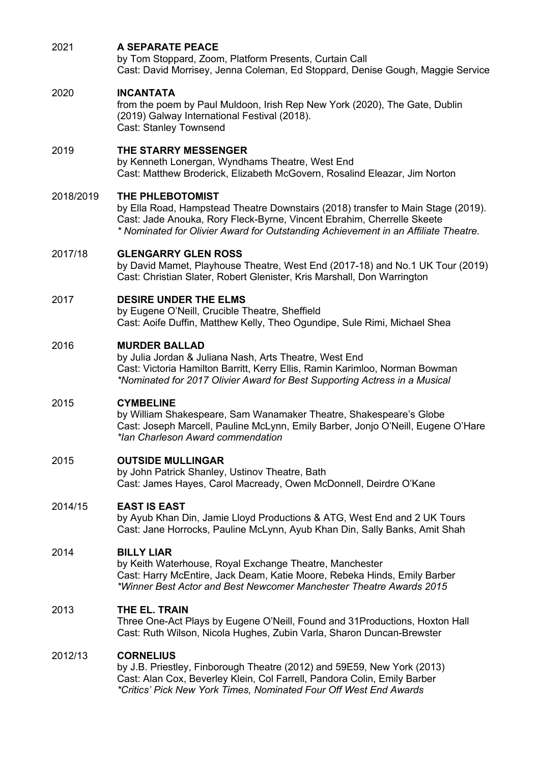2021 **A SEPARATE PEACE**
by Tom Stoppard, Zoom, Platform Presents, Curtain Call
Cast: David Morrisey, Jenna Coleman, Ed Stoppard, Denise Gough, Maggie Service

2020 **INCANTATA**
from the poem by Paul Muldoon, Irish Rep New York (2020), The Gate, Dublin (2019) Galway International Festival (2018).
Cast: Stanley Townsend

2019 **THE STARRY MESSENGER**
by Kenneth Lonergan, Wyndhams Theatre, West End
Cast: Matthew Broderick, Elizabeth McGovern, Rosalind Eleazar, Jim Norton

2018/2019 **THE PHLEBOTOMIST**
by Ella Road, Hampstead Theatre Downstairs (2018) transfer to Main Stage (2019).
Cast: Jade Anouka, Rory Fleck-Byrne, Vincent Ebrahim, Cherrelle Skeete
*\* Nominated for Olivier Award for Outstanding Achievement in an Affiliate Theatre.*

2017/18 **GLENGARRY GLEN ROSS**
by David Mamet, Playhouse Theatre, West End (2017-18) and No.1 UK Tour (2019)
Cast: Christian Slater, Robert Glenister, Kris Marshall, Don Warrington

2017 **DESIRE UNDER THE ELMS**
by Eugene O'Neill, Crucible Theatre, Sheffield
Cast: Aoife Duffin, Matthew Kelly, Theo Ogundipe, Sule Rimi, Michael Shea

2016 **MURDER BALLAD**
by Julia Jordan & Juliana Nash, Arts Theatre, West End
Cast: Victoria Hamilton Barritt, Kerry Ellis, Ramin Karimloo, Norman Bowman
*\*Nominated for 2017 Olivier Award for Best Supporting Actress in a Musical*

2015 **CYMBELINE**
by William Shakespeare, Sam Wanamaker Theatre, Shakespeare's Globe
Cast: Joseph Marcell, Pauline McLynn, Emily Barber, Jonjo O'Neill, Eugene O'Hare
*\*Ian Charleson Award commendation*

2015 **OUTSIDE MULLINGAR**
by John Patrick Shanley, Ustinov Theatre, Bath
Cast: James Hayes, Carol Macready, Owen McDonnell, Deirdre O'Kane

2014/15 **EAST IS EAST**
by Ayub Khan Din, Jamie Lloyd Productions & ATG, West End and 2 UK Tours
Cast: Jane Horrocks, Pauline McLynn, Ayub Khan Din, Sally Banks, Amit Shah

2014 **BILLY LIAR**
by Keith Waterhouse, Royal Exchange Theatre, Manchester
Cast: Harry McEntire, Jack Deam, Katie Moore, Rebeka Hinds, Emily Barber
*\*Winner Best Actor and Best Newcomer Manchester Theatre Awards 2015*

2013 **THE EL. TRAIN**
Three One-Act Plays by Eugene O'Neill, Found and 31Productions, Hoxton Hall
Cast: Ruth Wilson, Nicola Hughes, Zubin Varla, Sharon Duncan-Brewster

2012/13 **CORNELIUS**
by J.B. Priestley, Finborough Theatre (2012) and 59E59, New York (2013)
Cast: Alan Cox, Beverley Klein, Col Farrell, Pandora Colin, Emily Barber
*\*Critics' Pick New York Times, Nominated Four Off West End Awards*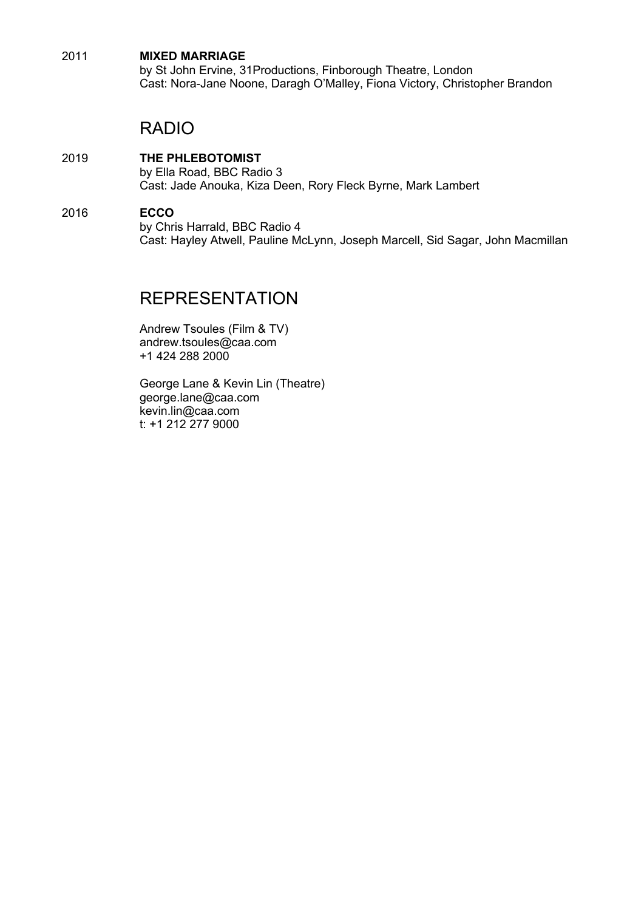2011 **MIXED MARRIAGE**
by St John Ervine, 31Productions, Finborough Theatre, London
Cast: Nora-Jane Noone, Daragh O'Malley, Fiona Victory, Christopher Brandon

## RADIO

2019 **THE PHLEBOTOMIST**
by Ella Road, BBC Radio 3
Cast: Jade Anouka, Kiza Deen, Rory Fleck Byrne, Mark Lambert

2016 **ECCO**
by Chris Harrald, BBC Radio 4
Cast: Hayley Atwell, Pauline McLynn, Joseph Marcell, Sid Sagar, John Macmillan

## REPRESENTATION

Andrew Tsoules (Film & TV)
andrew.tsoules@caa.com
+1 424 288 2000

George Lane & Kevin Lin (Theatre)
george.lane@caa.com
kevin.lin@caa.com
t: +1 212 277 9000